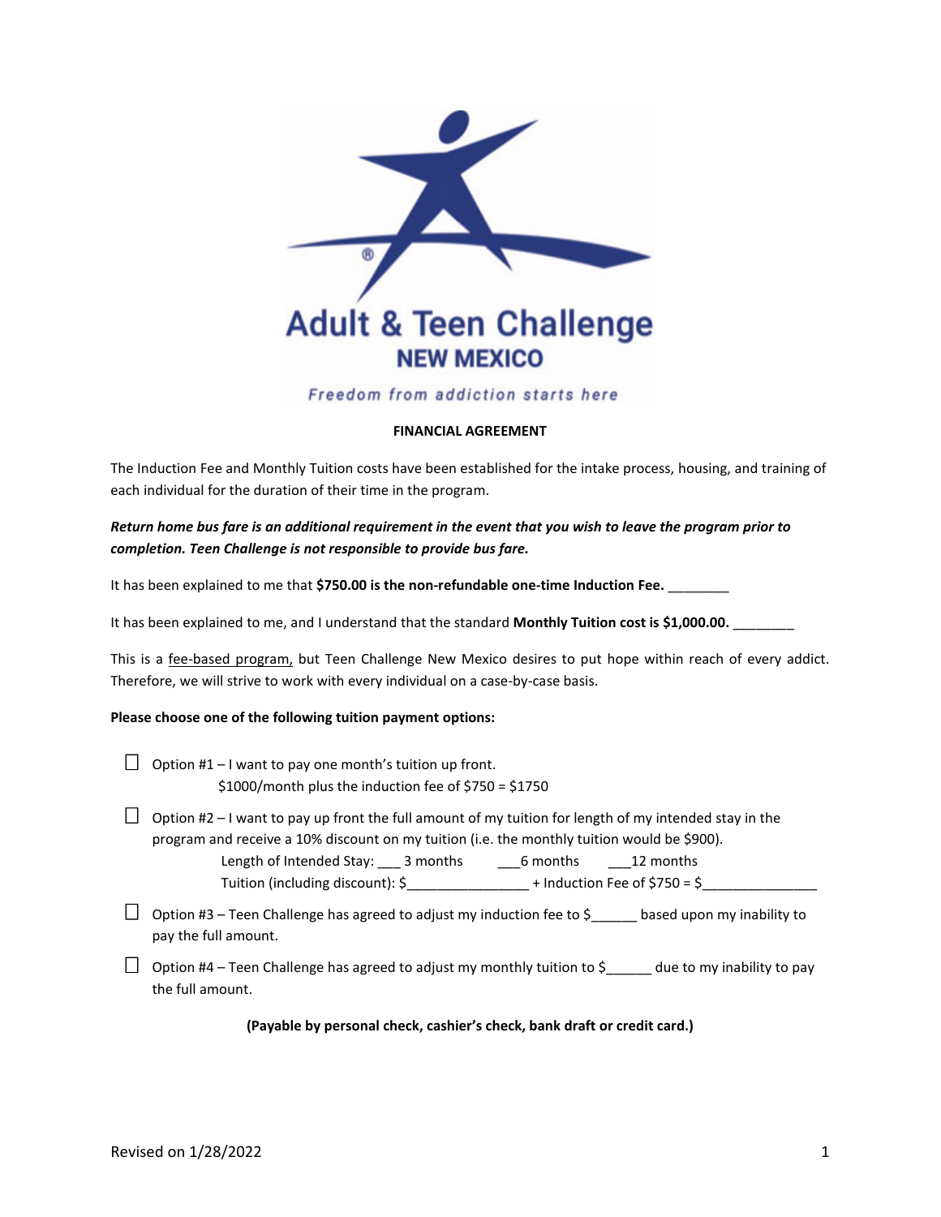Adult & Teen Challenge

NEW MEXICO

*Freedom from addiction starts here*

**FINANCIAL AGREEMENT**

The Induction Fee and Monthly Tuition costs have been established for the intake process, housing, and training of each individual for the duration of their time in the program.

***Return home bus fare is an additional requirement in the event that you wish to leave the program prior to completion. Teen Challenge is not responsible to provide bus fare.***

It has been explained to me that **$750.00 is the non-refundable one-time Induction Fee.** ________

It has been explained to me, and I understand that the standard **Monthly Tuition cost is $1,000.00.** ________

This is a fee-based program, but Teen Challenge New Mexico desires to put hope within reach of every addict. Therefore, we will strive to work with every individual on a case-by-case basis.

**Please choose one of the following tuition payment options:**

☐ Option #1 – I want to pay one month's tuition up front.
$1000/month plus the induction fee of $750 = $1750

☐ Option #2 – I want to pay up front the full amount of my tuition for length of my intended stay in the program and receive a 10% discount on my tuition (i.e. the monthly tuition would be $900).
Length of Intended Stay: ___ 3 months ___6 months ___12 months
Tuition (including discount): $_______________ + Induction Fee of $750 = $_______________

☐ Option #3 – Teen Challenge has agreed to adjust my induction fee to $______ based upon my inability to pay the full amount.

☐ Option #4 – Teen Challenge has agreed to adjust my monthly tuition to $______ due to my inability to pay the full amount.

**(Payable by personal check, cashier's check, bank draft or credit card.)**

Revised on 1/28/2022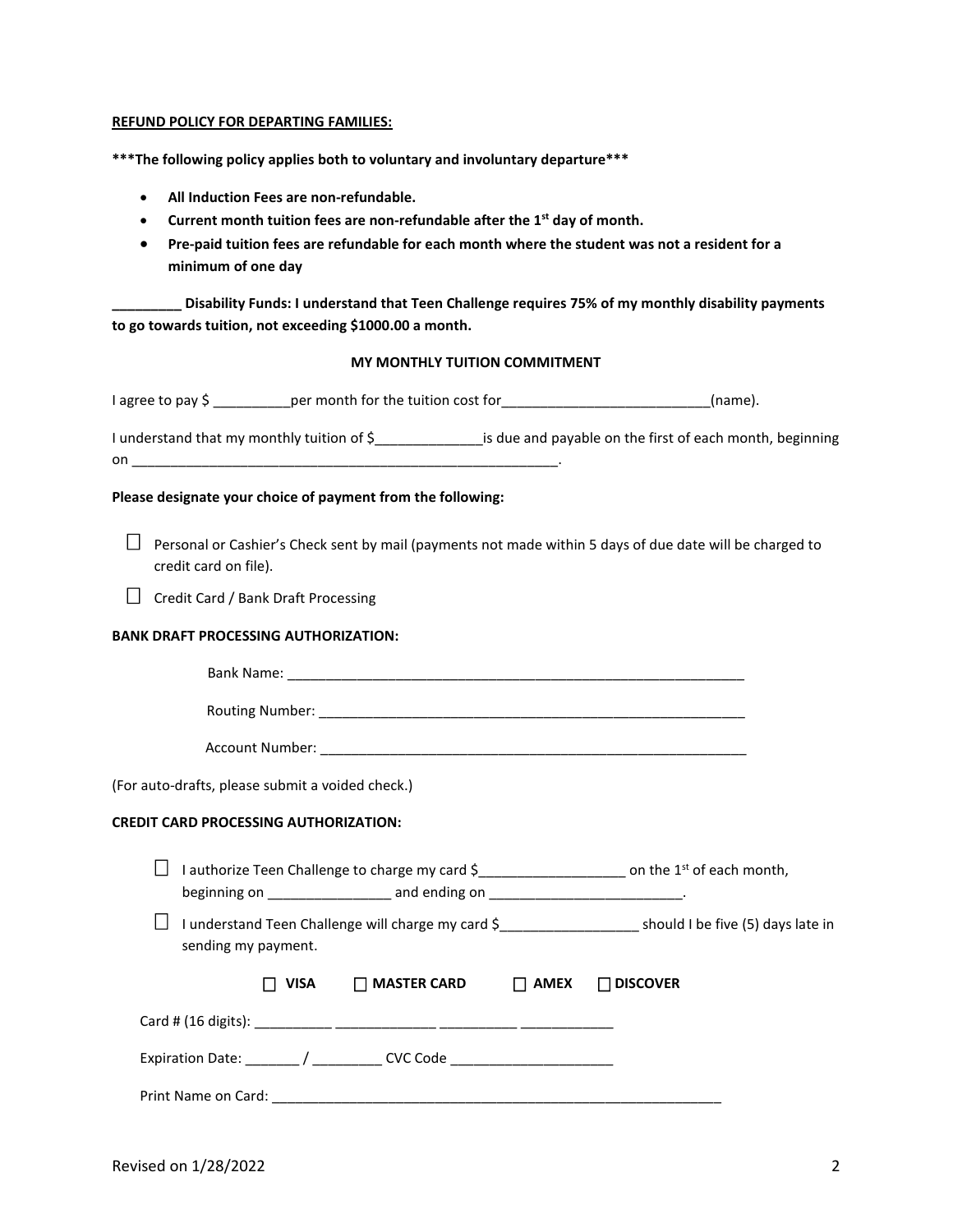**REFUND POLICY FOR DEPARTING FAMILIES:**

**\*\*\*The following policy applies both to voluntary and involuntary departure\*\*\***

- **All Induction Fees are non-refundable.**
- **Current month tuition fees are non-refundable after the 1st day of month.**
- **Pre-paid tuition fees are refundable for each month where the student was not a resident for a minimum of one day**

**_________ Disability Funds: I understand that Teen Challenge requires 75% of my monthly disability payments to go towards tuition, not exceeding $1000.00 a month.**

**MY MONTHLY TUITION COMMITMENT**

I agree to pay $ __________per month for the tuition cost for___________________________(name).

I understand that my monthly tuition of $______________is due and payable on the first of each month, beginning on _________________________________________________________.

**Please designate your choice of payment from the following:**

☐ Personal or Cashier's Check sent by mail (payments not made within 5 days of due date will be charged to credit card on file).

☐ Credit Card / Bank Draft Processing

**BANK DRAFT PROCESSING AUTHORIZATION:**

Bank Name: ______________________________________________________________

Routing Number: __________________________________________________________

Account Number: __________________________________________________________

(For auto-drafts, please submit a voided check.)

**CREDIT CARD PROCESSING AUTHORIZATION:**

☐ I authorize Teen Challenge to charge my card $___________________ on the 1st of each month, beginning on ________________ and ending on _________________________.

☐ I understand Teen Challenge will charge my card $__________________ should I be five (5) days late in sending my payment.

☐ **VISA** ☐ **MASTER CARD** ☐ **AMEX** ☐ **DISCOVER**

Card # (16 digits): __________ _____________ __________ ____________

Expiration Date: _______ / _________ CVC Code _____________________

Print Name on Card: ____________________________________________________________

Revised on 1/28/2022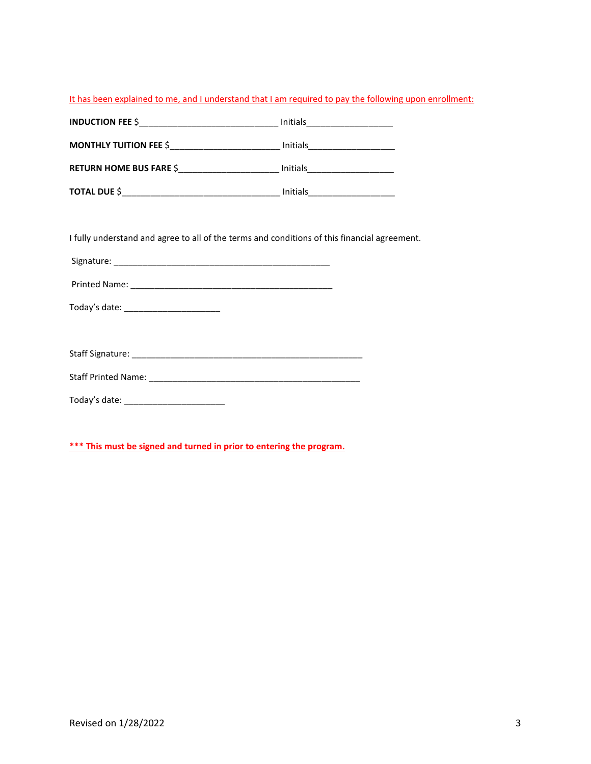It has been explained to me, and I understand that I am required to pay the following upon enrollment:

**INDUCTION FEE** $____________________________ Initials__________________

**MONTHLY TUITION FEE** $______________________ Initials__________________

**RETURN HOME BUS FARE** $____________________ Initials__________________

**TOTAL DUE** $________________________________ Initials__________________

I fully understand and agree to all of the terms and conditions of this financial agreement.

Signature: _____________________________________________

Printed Name: __________________________________________

Today's date: ____________________

Staff Signature: ________________________________________________

Staff Printed Name: _____________________________________________

Today's date: _____________________

**\*\*\* This must be signed and turned in prior to entering the program.**

Revised on 1/28/2022